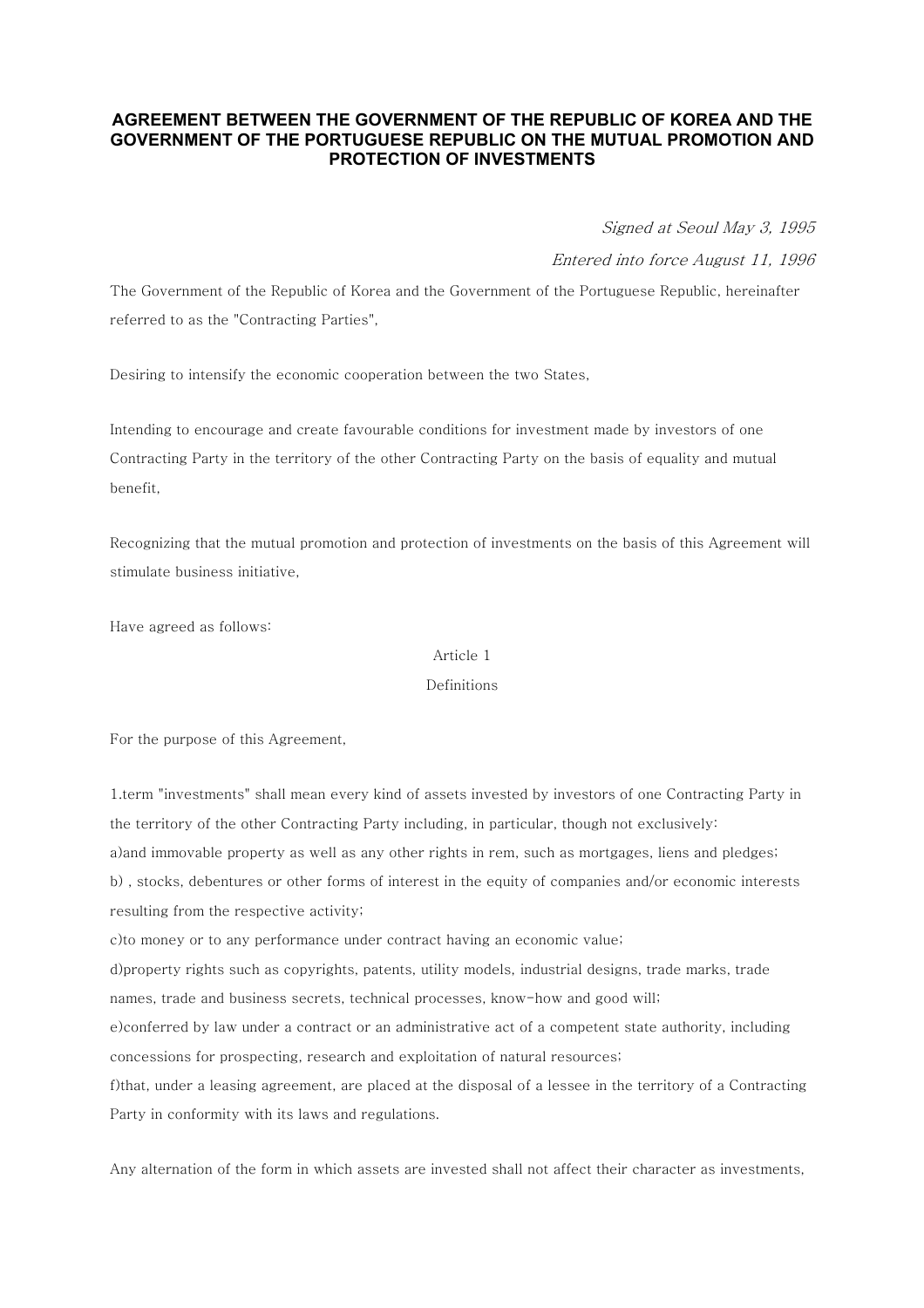**AGREEMENT BETWEEN THE GOVERNMENT OF THE REPUBLIC OF KOREA AND THE GOVERNMENT OF THE PORTUGUESE REPUBLIC ON THE MUTUAL PROMOTION AND PROTECTION OF INVESTMENTS**

*Signed at Seoul May 3, 1995*

*Entered into force August 11, 1996*

The Government of the Republic of Korea and the Government of the Portuguese Republic, hereinafter referred to as the "Contracting Parties",

Desiring to intensify the economic cooperation between the two States,

Intending to encourage and create favourable conditions for investment made by investors of one Contracting Party in the territory of the other Contracting Party on the basis of equality and mutual benefit,

Recognizing that the mutual promotion and protection of investments on the basis of this Agreement will stimulate business initiative,

Have agreed as follows:

Article 1

Definitions

For the purpose of this Agreement,

1.term "investments" shall mean every kind of assets invested by investors of one Contracting Party in the territory of the other Contracting Party including, in particular, though not exclusively:

a)and immovable property as well as any other rights in rem, such as mortgages, liens and pledges;

b) , stocks, debentures or other forms of interest in the equity of companies and/or economic interests resulting from the respective activity;

c)to money or to any performance under contract having an economic value;

d)property rights such as copyrights, patents, utility models, industrial designs, trade marks, trade names, trade and business secrets, technical processes, know-how and good will;

e)conferred by law under a contract or an administrative act of a competent state authority, including concessions for prospecting, research and exploitation of natural resources;

f)that, under a leasing agreement, are placed at the disposal of a lessee in the territory of a Contracting Party in conformity with its laws and regulations.

Any alternation of the form in which assets are invested shall not affect their character as investments,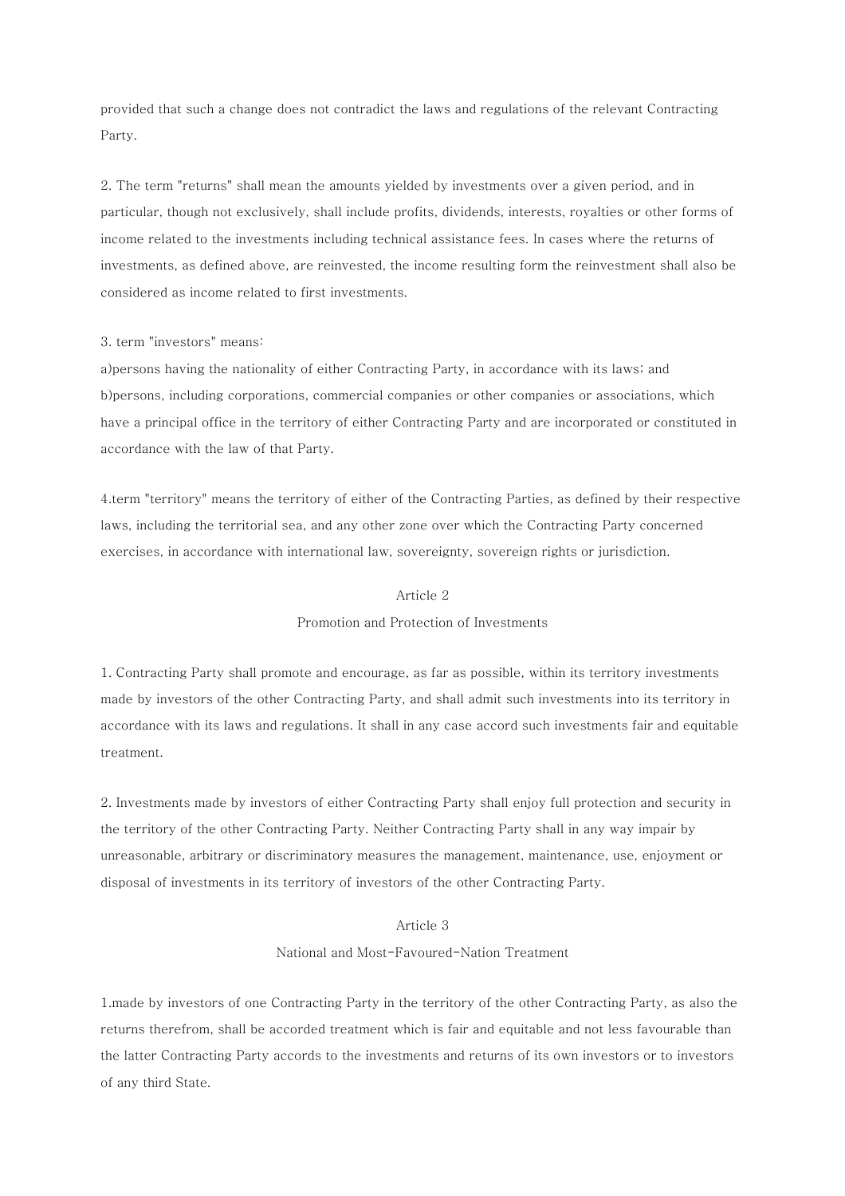provided that such a change does not contradict the laws and regulations of the relevant Contracting Party.

2. The term "returns" shall mean the amounts yielded by investments over a given period, and in particular, though not exclusively, shall include profits, dividends, interests, royalties or other forms of income related to the investments including technical assistance fees. In cases where the returns of investments, as defined above, are reinvested, the income resulting form the reinvestment shall also be considered as income related to first investments.

3. term "investors" means:
a)persons having the nationality of either Contracting Party, in accordance with its laws; and
b)persons, including corporations, commercial companies or other companies or associations, which have a principal office in the territory of either Contracting Party and are incorporated or constituted in accordance with the law of that Party.

4.term "territory" means the territory of either of the Contracting Parties, as defined by their respective laws, including the territorial sea, and any other zone over which the Contracting Party concerned exercises, in accordance with international law, sovereignty, sovereign rights or jurisdiction.

## Article 2
### Promotion and Protection of Investments

1. Contracting Party shall promote and encourage, as far as possible, within its territory investments made by investors of the other Contracting Party, and shall admit such investments into its territory in accordance with its laws and regulations. It shall in any case accord such investments fair and equitable treatment.

2. Investments made by investors of either Contracting Party shall enjoy full protection and security in the territory of the other Contracting Party. Neither Contracting Party shall in any way impair by unreasonable, arbitrary or discriminatory measures the management, maintenance, use, enjoyment or disposal of investments in its territory of investors of the other Contracting Party.

## Article 3
### National and Most-Favoured-Nation Treatment

1.made by investors of one Contracting Party in the territory of the other Contracting Party, as also the returns therefrom, shall be accorded treatment which is fair and equitable and not less favourable than the latter Contracting Party accords to the investments and returns of its own investors or to investors of any third State.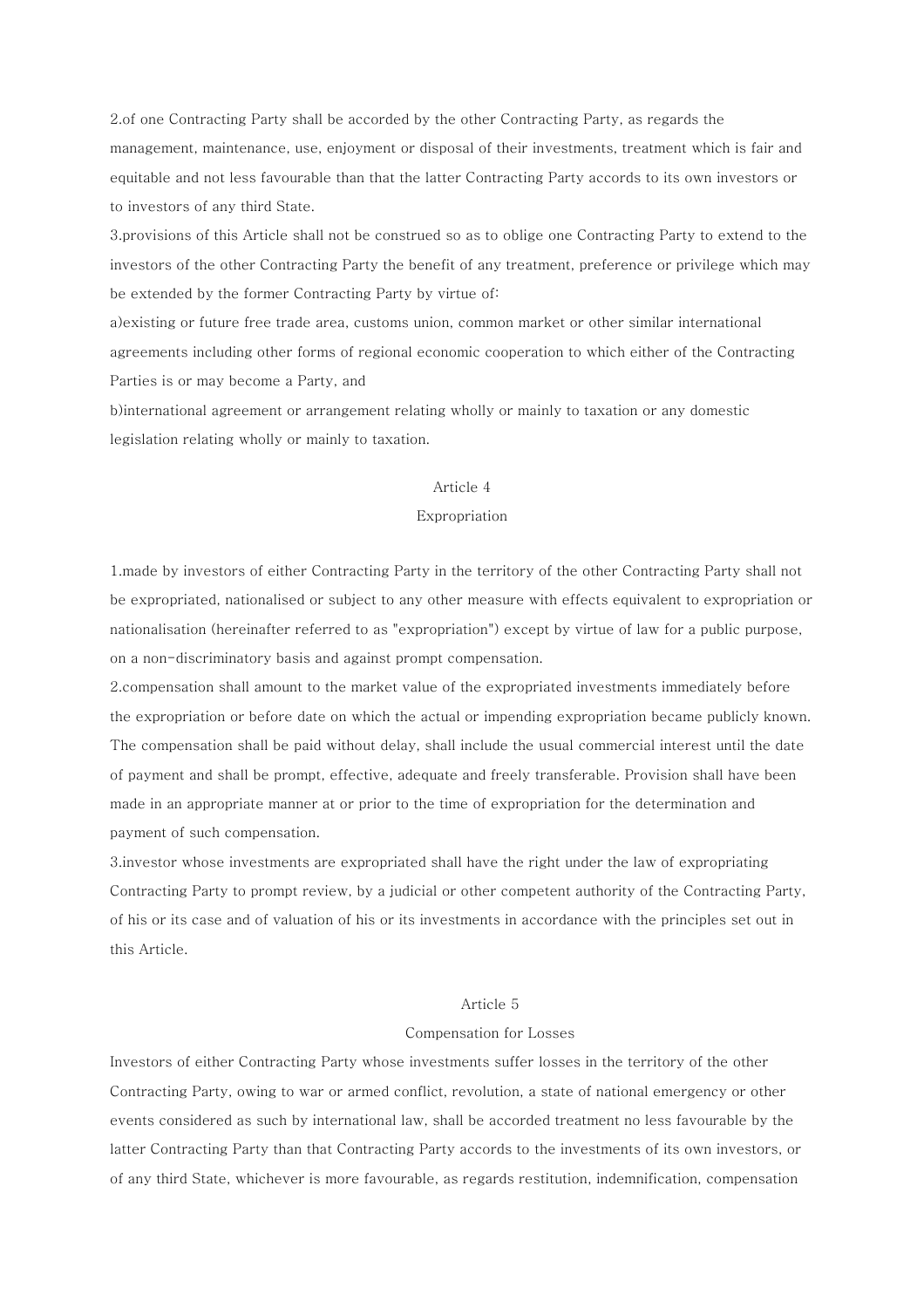2.of one Contracting Party shall be accorded by the other Contracting Party, as regards the management, maintenance, use, enjoyment or disposal of their investments, treatment which is fair and equitable and not less favourable than that the latter Contracting Party accords to its own investors or to investors of any third State.

3.provisions of this Article shall not be construed so as to oblige one Contracting Party to extend to the investors of the other Contracting Party the benefit of any treatment, preference or privilege which may be extended by the former Contracting Party by virtue of:

a)existing or future free trade area, customs union, common market or other similar international agreements including other forms of regional economic cooperation to which either of the Contracting Parties is or may become a Party, and

b)international agreement or arrangement relating wholly or mainly to taxation or any domestic legislation relating wholly or mainly to taxation.

## Article 4

## Expropriation

1.made by investors of either Contracting Party in the territory of the other Contracting Party shall not be expropriated, nationalised or subject to any other measure with effects equivalent to expropriation or nationalisation (hereinafter referred to as "expropriation") except by virtue of law for a public purpose, on a non-discriminatory basis and against prompt compensation.

2.compensation shall amount to the market value of the expropriated investments immediately before the expropriation or before date on which the actual or impending expropriation became publicly known. The compensation shall be paid without delay, shall include the usual commercial interest until the date of payment and shall be prompt, effective, adequate and freely transferable. Provision shall have been made in an appropriate manner at or prior to the time of expropriation for the determination and payment of such compensation.

3.investor whose investments are expropriated shall have the right under the law of expropriating Contracting Party to prompt review, by a judicial or other competent authority of the Contracting Party, of his or its case and of valuation of his or its investments in accordance with the principles set out in this Article.

## Article 5

## Compensation for Losses

Investors of either Contracting Party whose investments suffer losses in the territory of the other Contracting Party, owing to war or armed conflict, revolution, a state of national emergency or other events considered as such by international law, shall be accorded treatment no less favourable by the latter Contracting Party than that Contracting Party accords to the investments of its own investors, or of any third State, whichever is more favourable, as regards restitution, indemnification, compensation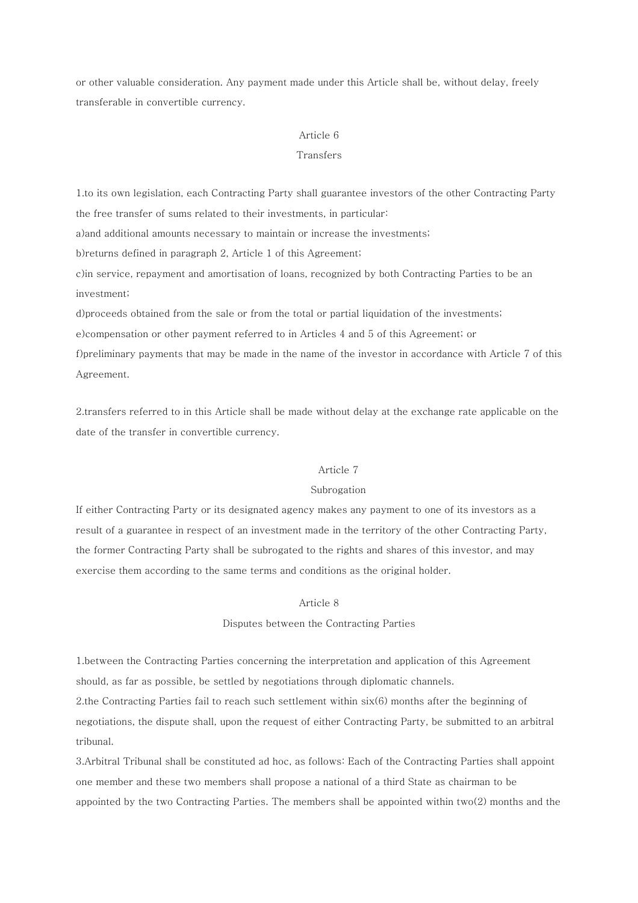or other valuable consideration. Any payment made under this Article shall be, without delay, freely transferable in convertible currency.

## Article 6

### Transfers

1.to its own legislation, each Contracting Party shall guarantee investors of the other Contracting Party the free transfer of sums related to their investments, in particular:

a)and additional amounts necessary to maintain or increase the investments;

b)returns defined in paragraph 2, Article 1 of this Agreement;

c)in service, repayment and amortisation of loans, recognized by both Contracting Parties to be an investment;

d)proceeds obtained from the sale or from the total or partial liquidation of the investments;

e)compensation or other payment referred to in Articles 4 and 5 of this Agreement; or

f)preliminary payments that may be made in the name of the investor in accordance with Article 7 of this Agreement.

2.transfers referred to in this Article shall be made without delay at the exchange rate applicable on the date of the transfer in convertible currency.

## Article 7

### Subrogation

If either Contracting Party or its designated agency makes any payment to one of its investors as a result of a guarantee in respect of an investment made in the territory of the other Contracting Party, the former Contracting Party shall be subrogated to the rights and shares of this investor, and may exercise them according to the same terms and conditions as the original holder.

## Article 8

### Disputes between the Contracting Parties

1.between the Contracting Parties concerning the interpretation and application of this Agreement should, as far as possible, be settled by negotiations through diplomatic channels.

2.the Contracting Parties fail to reach such settlement within six(6) months after the beginning of negotiations, the dispute shall, upon the request of either Contracting Party, be submitted to an arbitral tribunal.

3.Arbitral Tribunal shall be constituted ad hoc, as follows: Each of the Contracting Parties shall appoint one member and these two members shall propose a national of a third State as chairman to be appointed by the two Contracting Parties. The members shall be appointed within two(2) months and the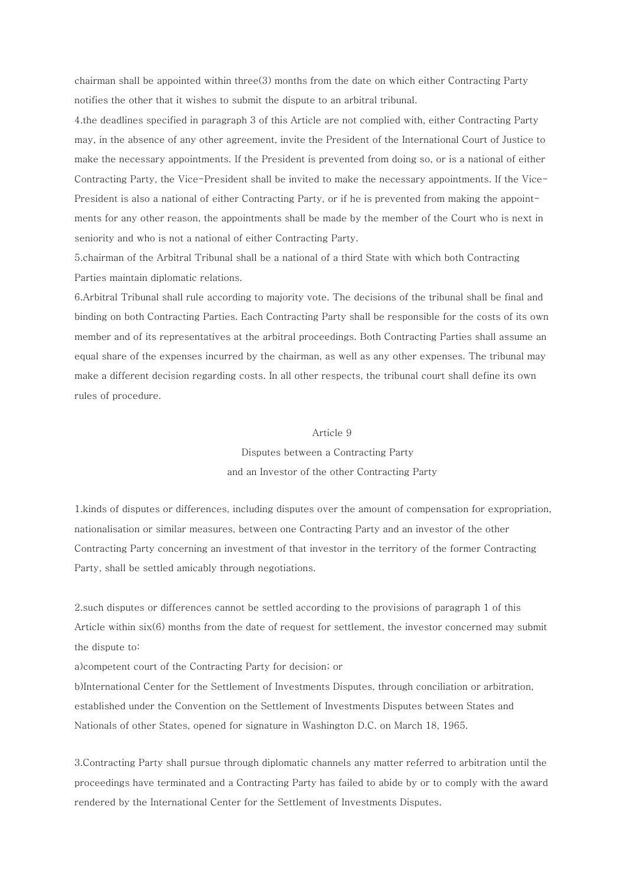chairman shall be appointed within three(3) months from the date on which either Contracting Party notifies the other that it wishes to submit the dispute to an arbitral tribunal.

4.the deadlines specified in paragraph 3 of this Article are not complied with, either Contracting Party may, in the absence of any other agreement, invite the President of the International Court of Justice to make the necessary appointments. If the President is prevented from doing so, or is a national of either Contracting Party, the Vice-President shall be invited to make the necessary appointments. If the Vice-President is also a national of either Contracting Party, or if he is prevented from making the appointments for any other reason, the appointments shall be made by the member of the Court who is next in seniority and who is not a national of either Contracting Party.

5.chairman of the Arbitral Tribunal shall be a national of a third State with which both Contracting Parties maintain diplomatic relations.

6.Arbitral Tribunal shall rule according to majority vote. The decisions of the tribunal shall be final and binding on both Contracting Parties. Each Contracting Party shall be responsible for the costs of its own member and of its representatives at the arbitral proceedings. Both Contracting Parties shall assume an equal share of the expenses incurred by the chairman, as well as any other expenses. The tribunal may make a different decision regarding costs. In all other respects, the tribunal court shall define its own rules of procedure.

## Article 9

## Disputes between a Contracting Party and an Investor of the other Contracting Party

1.kinds of disputes or differences, including disputes over the amount of compensation for expropriation, nationalisation or similar measures, between one Contracting Party and an investor of the other Contracting Party concerning an investment of that investor in the territory of the former Contracting Party, shall be settled amicably through negotiations.

2.such disputes or differences cannot be settled according to the provisions of paragraph 1 of this Article within six(6) months from the date of request for settlement, the investor concerned may submit the dispute to:

a)competent court of the Contracting Party for decision; or

b)International Center for the Settlement of Investments Disputes, through conciliation or arbitration, established under the Convention on the Settlement of Investments Disputes between States and Nationals of other States, opened for signature in Washington D.C. on March 18, 1965.

3.Contracting Party shall pursue through diplomatic channels any matter referred to arbitration until the proceedings have terminated and a Contracting Party has failed to abide by or to comply with the award rendered by the International Center for the Settlement of Investments Disputes.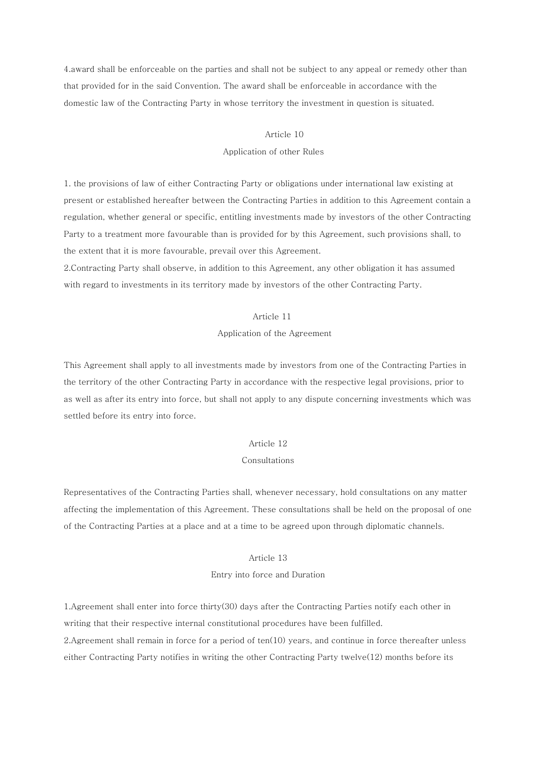4.award shall be enforceable on the parties and shall not be subject to any appeal or remedy other than that provided for in the said Convention. The award shall be enforceable in accordance with the domestic law of the Contracting Party in whose territory the investment in question is situated.

### Article 10
### Application of other Rules

1. the provisions of law of either Contracting Party or obligations under international law existing at present or established hereafter between the Contracting Parties in addition to this Agreement contain a regulation, whether general or specific, entitling investments made by investors of the other Contracting Party to a treatment more favourable than is provided for by this Agreement, such provisions shall, to the extent that it is more favourable, prevail over this Agreement.
2.Contracting Party shall observe, in addition to this Agreement, any other obligation it has assumed with regard to investments in its territory made by investors of the other Contracting Party.

### Article 11
### Application of the Agreement

This Agreement shall apply to all investments made by investors from one of the Contracting Parties in the territory of the other Contracting Party in accordance with the respective legal provisions, prior to as well as after its entry into force, but shall not apply to any dispute concerning investments which was settled before its entry into force.

### Article 12
### Consultations

Representatives of the Contracting Parties shall, whenever necessary, hold consultations on any matter affecting the implementation of this Agreement. These consultations shall be held on the proposal of one of the Contracting Parties at a place and at a time to be agreed upon through diplomatic channels.

### Article 13
### Entry into force and Duration

1.Agreement shall enter into force thirty(30) days after the Contracting Parties notify each other in writing that their respective internal constitutional procedures have been fulfilled.
2.Agreement shall remain in force for a period of ten(10) years, and continue in force thereafter unless either Contracting Party notifies in writing the other Contracting Party twelve(12) months before its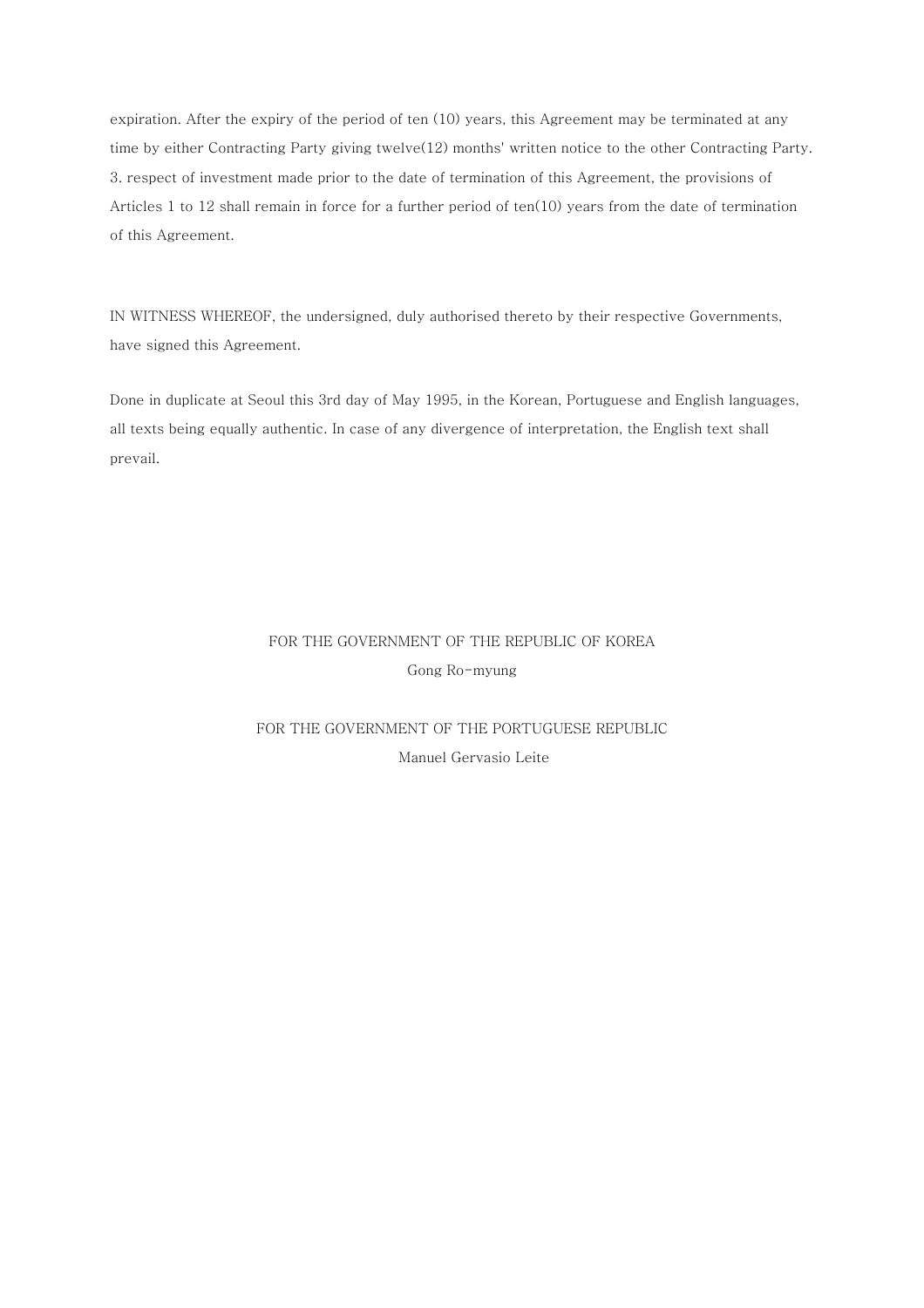expiration. After the expiry of the period of ten (10) years, this Agreement may be terminated at any time by either Contracting Party giving twelve(12) months' written notice to the other Contracting Party.
3. respect of investment made prior to the date of termination of this Agreement, the provisions of Articles 1 to 12 shall remain in force for a further period of ten(10) years from the date of termination of this Agreement.

IN WITNESS WHEREOF, the undersigned, duly authorised thereto by their respective Governments, have signed this Agreement.

Done in duplicate at Seoul this 3rd day of May 1995, in the Korean, Portuguese and English languages, all texts being equally authentic. In case of any divergence of interpretation, the English text shall prevail.

FOR THE GOVERNMENT OF THE REPUBLIC OF KOREA
Gong Ro-myung

FOR THE GOVERNMENT OF THE PORTUGUESE REPUBLIC
Manuel Gervasio Leite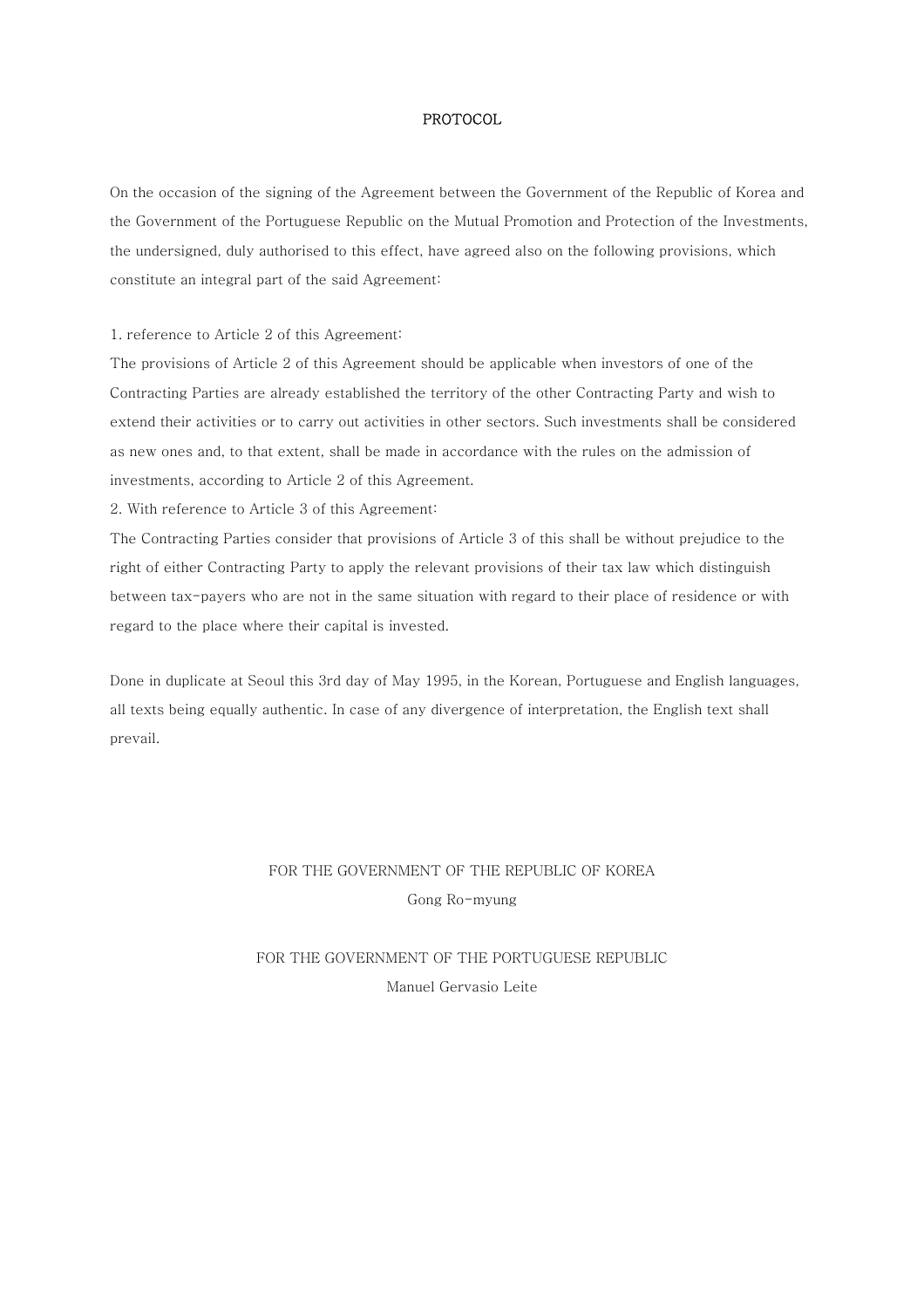# PROTOCOL

On the occasion of the signing of the Agreement between the Government of the Republic of Korea and the Government of the Portuguese Republic on the Mutual Promotion and Protection of the Investments, the undersigned, duly authorised to this effect, have agreed also on the following provisions, which constitute an integral part of the said Agreement:

1. reference to Article 2 of this Agreement:

The provisions of Article 2 of this Agreement should be applicable when investors of one of the Contracting Parties are already established the territory of the other Contracting Party and wish to extend their activities or to carry out activities in other sectors. Such investments shall be considered as new ones and, to that extent, shall be made in accordance with the rules on the admission of investments, according to Article 2 of this Agreement.

2. With reference to Article 3 of this Agreement:

The Contracting Parties consider that provisions of Article 3 of this shall be without prejudice to the right of either Contracting Party to apply the relevant provisions of their tax law which distinguish between tax-payers who are not in the same situation with regard to their place of residence or with regard to the place where their capital is invested.

Done in duplicate at Seoul this 3rd day of May 1995, in the Korean, Portuguese and English languages, all texts being equally authentic. In case of any divergence of interpretation, the English text shall prevail.

FOR THE GOVERNMENT OF THE REPUBLIC OF KOREA

Gong Ro-myung

FOR THE GOVERNMENT OF THE PORTUGUESE REPUBLIC

Manuel Gervasio Leite